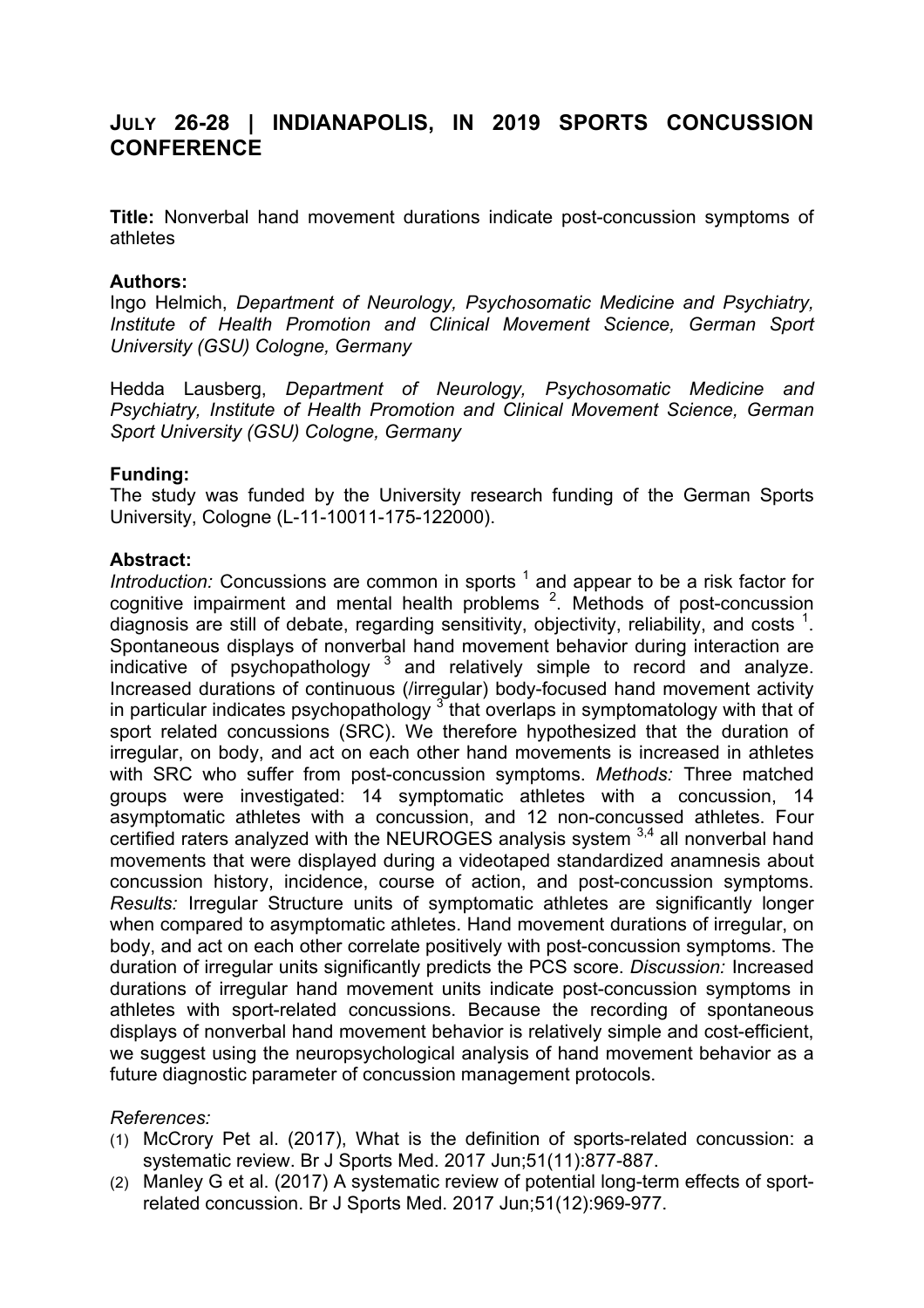# JULY 26-28 | INDIANAPOLIS, IN 2019 SPORTS CONCUSSION CONFERENCE

**Title:** Nonverbal hand movement durations indicate post-concussion symptoms of athletes

**Authors:**
Ingo Helmich, *Department of Neurology, Psychosomatic Medicine and Psychiatry, Institute of Health Promotion and Clinical Movement Science, German Sport University (GSU) Cologne, Germany*

Hedda Lausberg, *Department of Neurology, Psychosomatic Medicine and Psychiatry, Institute of Health Promotion and Clinical Movement Science, German Sport University (GSU) Cologne, Germany*

**Funding:**
The study was funded by the University research funding of the German Sports University, Cologne (L-11-10011-175-122000).

**Abstract:**
*Introduction:* Concussions are common in sports [1] and appear to be a risk factor for cognitive impairment and mental health problems [2]. Methods of post-concussion diagnosis are still of debate, regarding sensitivity, objectivity, reliability, and costs [1]. Spontaneous displays of nonverbal hand movement behavior during interaction are indicative of psychopathology [3] and relatively simple to record and analyze. Increased durations of continuous (/irregular) body-focused hand movement activity in particular indicates psychopathology [3] that overlaps in symptomatology with that of sport related concussions (SRC). We therefore hypothesized that the duration of irregular, on body, and act on each other hand movements is increased in athletes with SRC who suffer from post-concussion symptoms. *Methods:* Three matched groups were investigated: 14 symptomatic athletes with a concussion, 14 asymptomatic athletes with a concussion, and 12 non-concussed athletes. Four certified raters analyzed with the NEUROGES analysis system [3,4] all nonverbal hand movements that were displayed during a videotaped standardized anamnesis about concussion history, incidence, course of action, and post-concussion symptoms. *Results:* Irregular Structure units of symptomatic athletes are significantly longer when compared to asymptomatic athletes. Hand movement durations of irregular, on body, and act on each other correlate positively with post-concussion symptoms. The duration of irregular units significantly predicts the PCS score. *Discussion:* Increased durations of irregular hand movement units indicate post-concussion symptoms in athletes with sport-related concussions. Because the recording of spontaneous displays of nonverbal hand movement behavior is relatively simple and cost-efficient, we suggest using the neuropsychological analysis of hand movement behavior as a future diagnostic parameter of concussion management protocols.

*References:*

(1) McCrory Pet al. (2017), What is the definition of sports-related concussion: a systematic review. Br J Sports Med. 2017 Jun;51(11):877-887.
(2) Manley G et al. (2017) A systematic review of potential long-term effects of sport-related concussion. Br J Sports Med. 2017 Jun;51(12):969-977.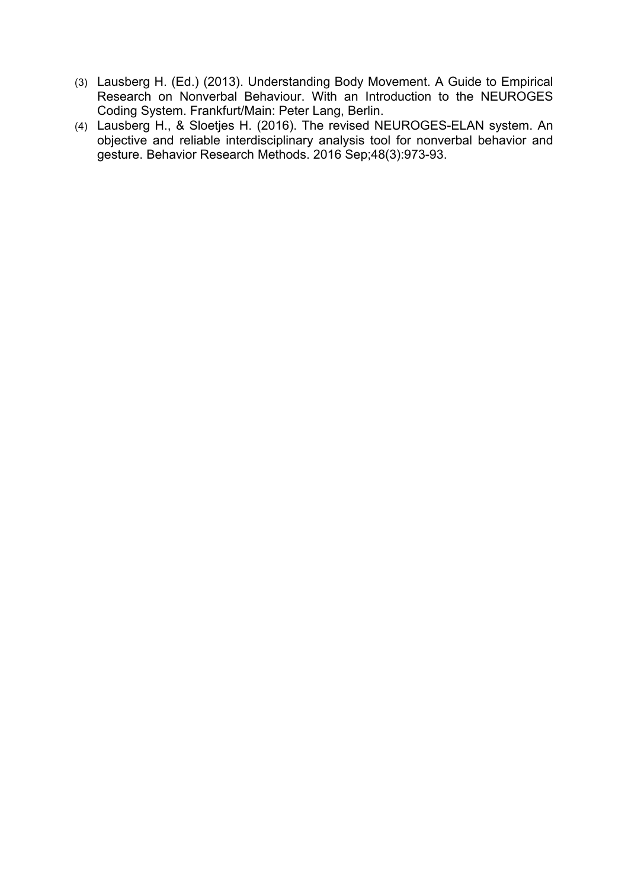(3) Lausberg H. (Ed.) (2013). Understanding Body Movement. A Guide to Empirical Research on Nonverbal Behaviour. With an Introduction to the NEUROGES Coding System. Frankfurt/Main: Peter Lang, Berlin.

(4) Lausberg H., & Sloetjes H. (2016). The revised NEUROGES-ELAN system. An objective and reliable interdisciplinary analysis tool for nonverbal behavior and gesture. Behavior Research Methods. 2016 Sep;48(3):973-93.